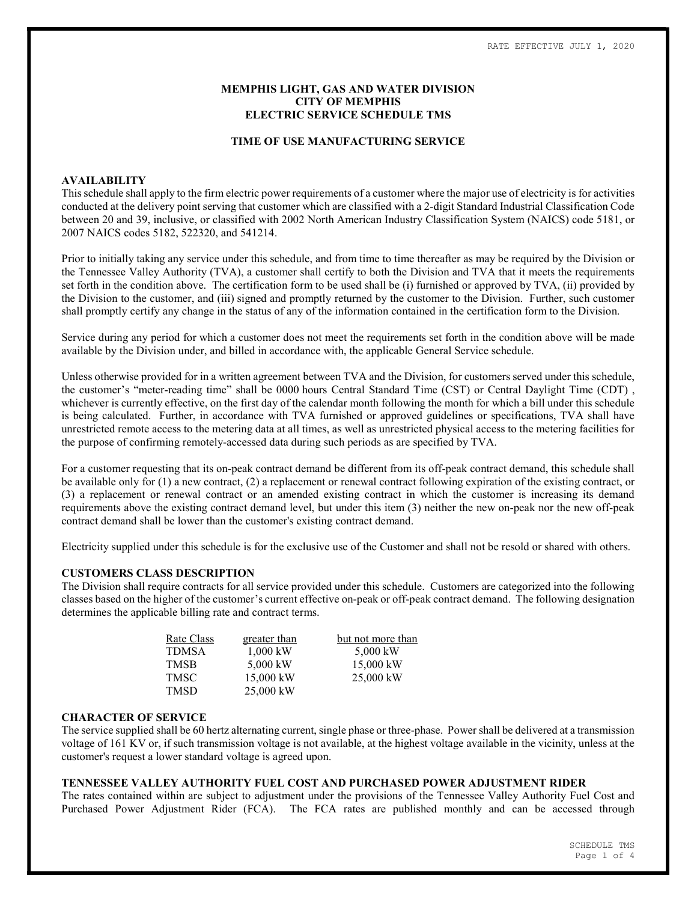RATE EFFECTIVE JULY 1, 2020

# MEMPHIS LIGHT, GAS AND WATER DIVISION
# CITY OF MEMPHIS
# ELECTRIC SERVICE SCHEDULE TMS

## TIME OF USE MANUFACTURING SERVICE

### AVAILABILITY

This schedule shall apply to the firm electric power requirements of a customer where the major use of electricity is for activities conducted at the delivery point serving that customer which are classified with a 2-digit Standard Industrial Classification Code between 20 and 39, inclusive, or classified with 2002 North American Industry Classification System (NAICS) code 5181, or 2007 NAICS codes 5182, 522320, and 541214.

Prior to initially taking any service under this schedule, and from time to time thereafter as may be required by the Division or the Tennessee Valley Authority (TVA), a customer shall certify to both the Division and TVA that it meets the requirements set forth in the condition above. The certification form to be used shall be (i) furnished or approved by TVA, (ii) provided by the Division to the customer, and (iii) signed and promptly returned by the customer to the Division. Further, such customer shall promptly certify any change in the status of any of the information contained in the certification form to the Division.

Service during any period for which a customer does not meet the requirements set forth in the condition above will be made available by the Division under, and billed in accordance with, the applicable General Service schedule.

Unless otherwise provided for in a written agreement between TVA and the Division, for customers served under this schedule, the customer's "meter-reading time" shall be 0000 hours Central Standard Time (CST) or Central Daylight Time (CDT) , whichever is currently effective, on the first day of the calendar month following the month for which a bill under this schedule is being calculated. Further, in accordance with TVA furnished or approved guidelines or specifications, TVA shall have unrestricted remote access to the metering data at all times, as well as unrestricted physical access to the metering facilities for the purpose of confirming remotely-accessed data during such periods as are specified by TVA.

For a customer requesting that its on-peak contract demand be different from its off-peak contract demand, this schedule shall be available only for (1) a new contract, (2) a replacement or renewal contract following expiration of the existing contract, or (3) a replacement or renewal contract or an amended existing contract in which the customer is increasing its demand requirements above the existing contract demand level, but under this item (3) neither the new on-peak nor the new off-peak contract demand shall be lower than the customer's existing contract demand.

Electricity supplied under this schedule is for the exclusive use of the Customer and shall not be resold or shared with others.

### CUSTOMERS CLASS DESCRIPTION

The Division shall require contracts for all service provided under this schedule. Customers are categorized into the following classes based on the higher of the customer's current effective on-peak or off-peak contract demand. The following designation determines the applicable billing rate and contract terms.

| Rate Class | greater than | but not more than |
|---|---|---|
| TDMSA | 1,000 kW | 5,000 kW |
| TMSB | 5,000 kW | 15,000 kW |
| TMSC | 15,000 kW | 25,000 kW |
| TMSD | 25,000 kW | |

### CHARACTER OF SERVICE

The service supplied shall be 60 hertz alternating current, single phase or three-phase. Power shall be delivered at a transmission voltage of 161 KV or, if such transmission voltage is not available, at the highest voltage available in the vicinity, unless at the customer's request a lower standard voltage is agreed upon.

### TENNESSEE VALLEY AUTHORITY FUEL COST AND PURCHASED POWER ADJUSTMENT RIDER

The rates contained within are subject to adjustment under the provisions of the Tennessee Valley Authority Fuel Cost and Purchased Power Adjustment Rider (FCA). The FCA rates are published monthly and can be accessed through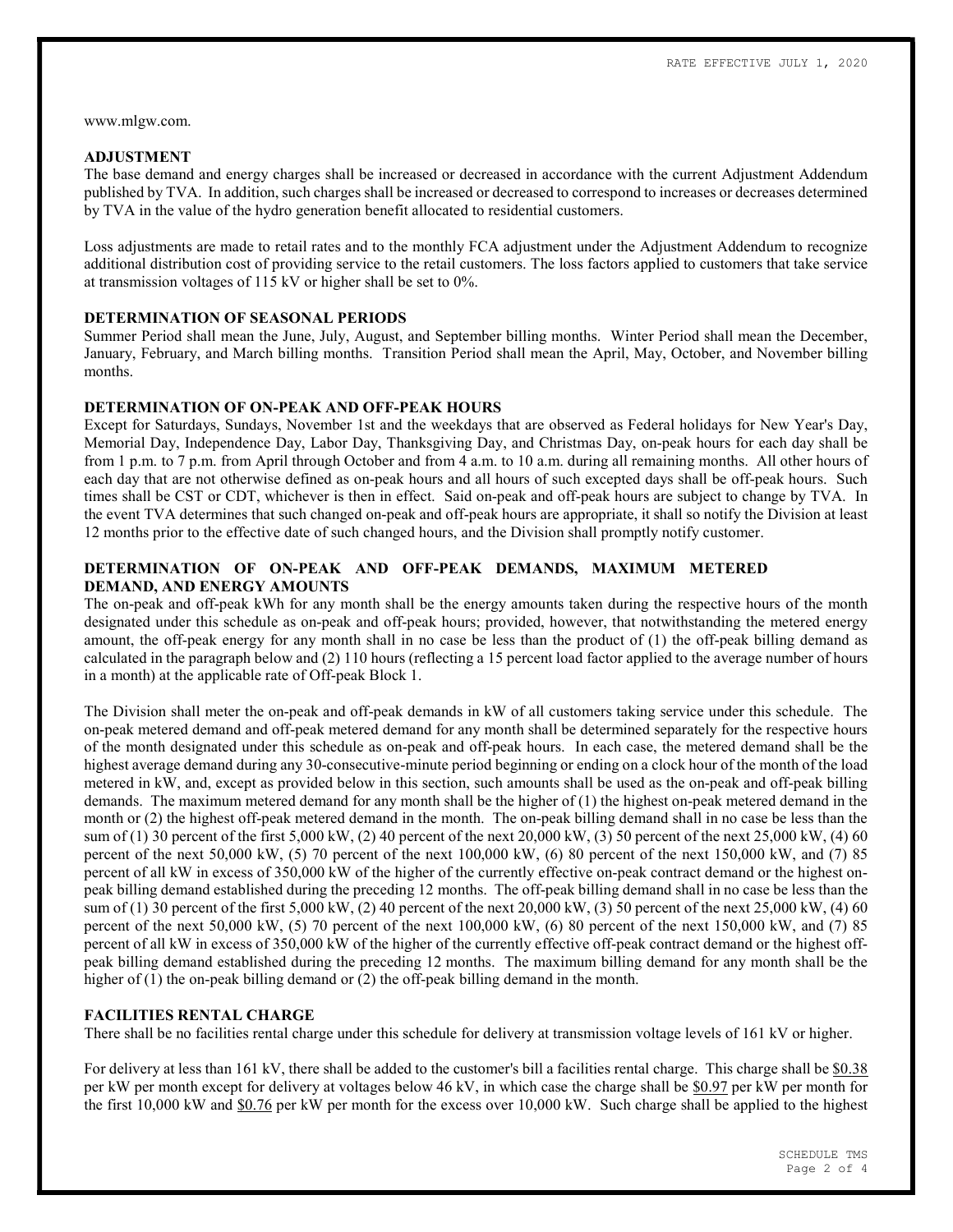www.mlgw.com.

## ADJUSTMENT

The base demand and energy charges shall be increased or decreased in accordance with the current Adjustment Addendum published by TVA. In addition, such charges shall be increased or decreased to correspond to increases or decreases determined by TVA in the value of the hydro generation benefit allocated to residential customers.

Loss adjustments are made to retail rates and to the monthly FCA adjustment under the Adjustment Addendum to recognize additional distribution cost of providing service to the retail customers. The loss factors applied to customers that take service at transmission voltages of 115 kV or higher shall be set to 0%.

## DETERMINATION OF SEASONAL PERIODS

Summer Period shall mean the June, July, August, and September billing months. Winter Period shall mean the December, January, February, and March billing months. Transition Period shall mean the April, May, October, and November billing months.

## DETERMINATION OF ON-PEAK AND OFF-PEAK HOURS

Except for Saturdays, Sundays, November 1st and the weekdays that are observed as Federal holidays for New Year's Day, Memorial Day, Independence Day, Labor Day, Thanksgiving Day, and Christmas Day, on-peak hours for each day shall be from 1 p.m. to 7 p.m. from April through October and from 4 a.m. to 10 a.m. during all remaining months. All other hours of each day that are not otherwise defined as on-peak hours and all hours of such excepted days shall be off-peak hours. Such times shall be CST or CDT, whichever is then in effect. Said on-peak and off-peak hours are subject to change by TVA. In the event TVA determines that such changed on-peak and off-peak hours are appropriate, it shall so notify the Division at least 12 months prior to the effective date of such changed hours, and the Division shall promptly notify customer.

## DETERMINATION OF ON-PEAK AND OFF-PEAK DEMANDS, MAXIMUM METERED DEMAND, AND ENERGY AMOUNTS

The on-peak and off-peak kWh for any month shall be the energy amounts taken during the respective hours of the month designated under this schedule as on-peak and off-peak hours; provided, however, that notwithstanding the metered energy amount, the off-peak energy for any month shall in no case be less than the product of (1) the off-peak billing demand as calculated in the paragraph below and (2) 110 hours (reflecting a 15 percent load factor applied to the average number of hours in a month) at the applicable rate of Off-peak Block 1.

The Division shall meter the on-peak and off-peak demands in kW of all customers taking service under this schedule. The on-peak metered demand and off-peak metered demand for any month shall be determined separately for the respective hours of the month designated under this schedule as on-peak and off-peak hours. In each case, the metered demand shall be the highest average demand during any 30-consecutive-minute period beginning or ending on a clock hour of the month of the load metered in kW, and, except as provided below in this section, such amounts shall be used as the on-peak and off-peak billing demands. The maximum metered demand for any month shall be the higher of (1) the highest on-peak metered demand in the month or (2) the highest off-peak metered demand in the month. The on-peak billing demand shall in no case be less than the sum of (1) 30 percent of the first 5,000 kW, (2) 40 percent of the next 20,000 kW, (3) 50 percent of the next 25,000 kW, (4) 60 percent of the next 50,000 kW, (5) 70 percent of the next 100,000 kW, (6) 80 percent of the next 150,000 kW, and (7) 85 percent of all kW in excess of 350,000 kW of the higher of the currently effective on-peak contract demand or the highest on-peak billing demand established during the preceding 12 months. The off-peak billing demand shall in no case be less than the sum of (1) 30 percent of the first 5,000 kW, (2) 40 percent of the next 20,000 kW, (3) 50 percent of the next 25,000 kW, (4) 60 percent of the next 50,000 kW, (5) 70 percent of the next 100,000 kW, (6) 80 percent of the next 150,000 kW, and (7) 85 percent of all kW in excess of 350,000 kW of the higher of the currently effective off-peak contract demand or the highest off-peak billing demand established during the preceding 12 months. The maximum billing demand for any month shall be the higher of (1) the on-peak billing demand or (2) the off-peak billing demand in the month.

## FACILITIES RENTAL CHARGE

There shall be no facilities rental charge under this schedule for delivery at transmission voltage levels of 161 kV or higher.

For delivery at less than 161 kV, there shall be added to the customer's bill a facilities rental charge. This charge shall be $0.38 per kW per month except for delivery at voltages below 46 kV, in which case the charge shall be $0.97 per kW per month for the first 10,000 kW and $0.76 per kW per month for the excess over 10,000 kW. Such charge shall be applied to the highest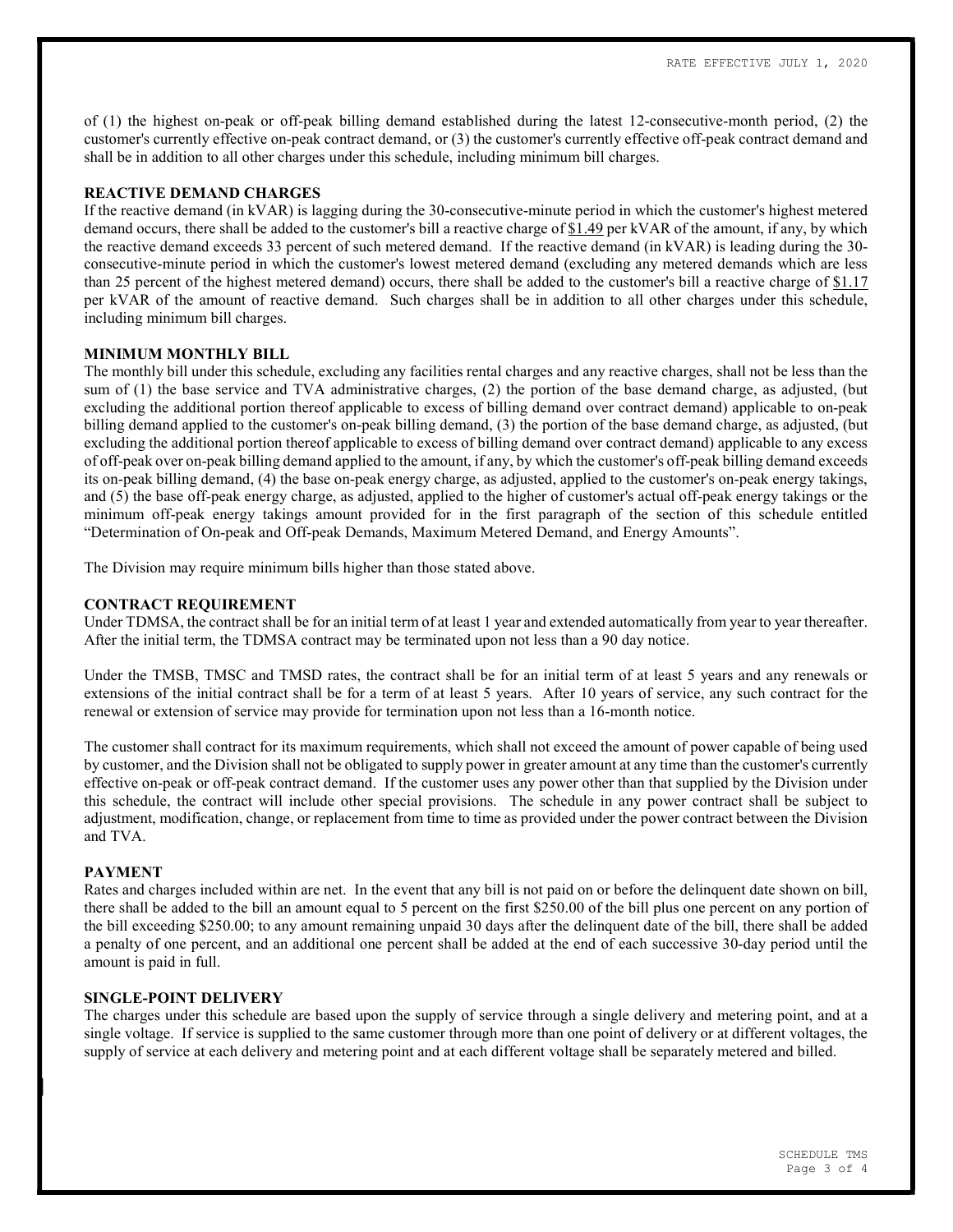of (1) the highest on-peak or off-peak billing demand established during the latest 12-consecutive-month period, (2) the customer's currently effective on-peak contract demand, or (3) the customer's currently effective off-peak contract demand and shall be in addition to all other charges under this schedule, including minimum bill charges.

**REACTIVE DEMAND CHARGES**

If the reactive demand (in kVAR) is lagging during the 30-consecutive-minute period in which the customer's highest metered demand occurs, there shall be added to the customer's bill a reactive charge of $1.49 per kVAR of the amount, if any, by which the reactive demand exceeds 33 percent of such metered demand. If the reactive demand (in kVAR) is leading during the 30-consecutive-minute period in which the customer's lowest metered demand (excluding any metered demands which are less than 25 percent of the highest metered demand) occurs, there shall be added to the customer's bill a reactive charge of $1.17 per kVAR of the amount of reactive demand. Such charges shall be in addition to all other charges under this schedule, including minimum bill charges.

**MINIMUM MONTHLY BILL**

The monthly bill under this schedule, excluding any facilities rental charges and any reactive charges, shall not be less than the sum of (1) the base service and TVA administrative charges, (2) the portion of the base demand charge, as adjusted, (but excluding the additional portion thereof applicable to excess of billing demand over contract demand) applicable to on-peak billing demand applied to the customer's on-peak billing demand, (3) the portion of the base demand charge, as adjusted, (but excluding the additional portion thereof applicable to excess of billing demand over contract demand) applicable to any excess of off-peak over on-peak billing demand applied to the amount, if any, by which the customer's off-peak billing demand exceeds its on-peak billing demand, (4) the base on-peak energy charge, as adjusted, applied to the customer's on-peak energy takings, and (5) the base off-peak energy charge, as adjusted, applied to the higher of customer's actual off-peak energy takings or the minimum off-peak energy takings amount provided for in the first paragraph of the section of this schedule entitled "Determination of On-peak and Off-peak Demands, Maximum Metered Demand, and Energy Amounts".

The Division may require minimum bills higher than those stated above.

**CONTRACT REQUIREMENT**

Under TDMSA, the contract shall be for an initial term of at least 1 year and extended automatically from year to year thereafter. After the initial term, the TDMSA contract may be terminated upon not less than a 90 day notice.

Under the TMSB, TMSC and TMSD rates, the contract shall be for an initial term of at least 5 years and any renewals or extensions of the initial contract shall be for a term of at least 5 years. After 10 years of service, any such contract for the renewal or extension of service may provide for termination upon not less than a 16-month notice.

The customer shall contract for its maximum requirements, which shall not exceed the amount of power capable of being used by customer, and the Division shall not be obligated to supply power in greater amount at any time than the customer's currently effective on-peak or off-peak contract demand. If the customer uses any power other than that supplied by the Division under this schedule, the contract will include other special provisions. The schedule in any power contract shall be subject to adjustment, modification, change, or replacement from time to time as provided under the power contract between the Division and TVA.

**PAYMENT**

Rates and charges included within are net. In the event that any bill is not paid on or before the delinquent date shown on bill, there shall be added to the bill an amount equal to 5 percent on the first $250.00 of the bill plus one percent on any portion of the bill exceeding $250.00; to any amount remaining unpaid 30 days after the delinquent date of the bill, there shall be added a penalty of one percent, and an additional one percent shall be added at the end of each successive 30-day period until the amount is paid in full.

**SINGLE-POINT DELIVERY**

The charges under this schedule are based upon the supply of service through a single delivery and metering point, and at a single voltage. If service is supplied to the same customer through more than one point of delivery or at different voltages, the supply of service at each delivery and metering point and at each different voltage shall be separately metered and billed.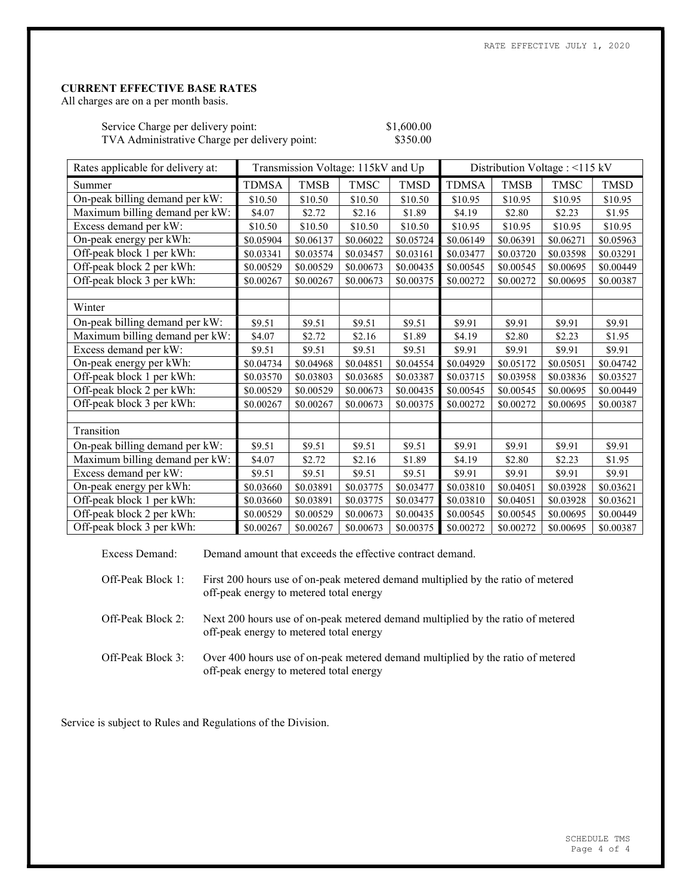RATE EFFECTIVE JULY 1, 2020

**CURRENT EFFECTIVE BASE RATES**
All charges are on a per month basis.

| | |
|---|---|
| Service Charge per delivery point: | $1,600.00 |
| TVA Administrative Charge per delivery point: | $350.00 |

| Rates applicable for delivery at: | Transmission Voltage: 115kV and Up | | | | Distribution Voltage : <115 kV | | | |
|---|---|---|---|---|---|---|---|---|
| Summer | TDMSA | TMSB | TMSC | TMSD | TDMSA | TMSB | TMSC | TMSD |
| On-peak billing demand per kW: | $10.50 | $10.50 | $10.50 | $10.50 | $10.95 | $10.95 | $10.95 | $10.95 |
| Maximum billing demand per kW: | $4.07 | $2.72 | $2.16 | $1.89 | $4.19 | $2.80 | $2.23 | $1.95 |
| Excess demand per kW: | $10.50 | $10.50 | $10.50 | $10.50 | $10.95 | $10.95 | $10.95 | $10.95 |
| On-peak energy per kWh: | $0.05904 | $0.06137 | $0.06022 | $0.05724 | $0.06149 | $0.06391 | $0.06271 | $0.05963 |
| Off-peak block 1 per kWh: | $0.03341 | $0.03574 | $0.03457 | $0.03161 | $0.03477 | $0.03720 | $0.03598 | $0.03291 |
| Off-peak block 2 per kWh: | $0.00529 | $0.00529 | $0.00673 | $0.00435 | $0.00545 | $0.00545 | $0.00695 | $0.00449 |
| Off-peak block 3 per kWh: | $0.00267 | $0.00267 | $0.00673 | $0.00375 | $0.00272 | $0.00272 | $0.00695 | $0.00387 |
| | | | | | | | | |
| Winter | | | | | | | | |
| On-peak billing demand per kW: | $9.51 | $9.51 | $9.51 | $9.51 | $9.91 | $9.91 | $9.91 | $9.91 |
| Maximum billing demand per kW: | $4.07 | $2.72 | $2.16 | $1.89 | $4.19 | $2.80 | $2.23 | $1.95 |
| Excess demand per kW: | $9.51 | $9.51 | $9.51 | $9.51 | $9.91 | $9.91 | $9.91 | $9.91 |
| On-peak energy per kWh: | $0.04734 | $0.04968 | $0.04851 | $0.04554 | $0.04929 | $0.05172 | $0.05051 | $0.04742 |
| Off-peak block 1 per kWh: | $0.03570 | $0.03803 | $0.03685 | $0.03387 | $0.03715 | $0.03958 | $0.03836 | $0.03527 |
| Off-peak block 2 per kWh: | $0.00529 | $0.00529 | $0.00673 | $0.00435 | $0.00545 | $0.00545 | $0.00695 | $0.00449 |
| Off-peak block 3 per kWh: | $0.00267 | $0.00267 | $0.00673 | $0.00375 | $0.00272 | $0.00272 | $0.00695 | $0.00387 |
| | | | | | | | | |
| Transition | | | | | | | | |
| On-peak billing demand per kW: | $9.51 | $9.51 | $9.51 | $9.51 | $9.91 | $9.91 | $9.91 | $9.91 |
| Maximum billing demand per kW: | $4.07 | $2.72 | $2.16 | $1.89 | $4.19 | $2.80 | $2.23 | $1.95 |
| Excess demand per kW: | $9.51 | $9.51 | $9.51 | $9.51 | $9.91 | $9.91 | $9.91 | $9.91 |
| On-peak energy per kWh: | $0.03660 | $0.03891 | $0.03775 | $0.03477 | $0.03810 | $0.04051 | $0.03928 | $0.03621 |
| Off-peak block 1 per kWh: | $0.03660 | $0.03891 | $0.03775 | $0.03477 | $0.03810 | $0.04051 | $0.03928 | $0.03621 |
| Off-peak block 2 per kWh: | $0.00529 | $0.00529 | $0.00673 | $0.00435 | $0.00545 | $0.00545 | $0.00695 | $0.00449 |
| Off-peak block 3 per kWh: | $0.00267 | $0.00267 | $0.00673 | $0.00375 | $0.00272 | $0.00272 | $0.00695 | $0.00387 |

Excess Demand: Demand amount that exceeds the effective contract demand.

Off-Peak Block 1: First 200 hours use of on-peak metered demand multiplied by the ratio of metered off-peak energy to metered total energy

Off-Peak Block 2: Next 200 hours use of on-peak metered demand multiplied by the ratio of metered off-peak energy to metered total energy

Off-Peak Block 3: Over 400 hours use of on-peak metered demand multiplied by the ratio of metered off-peak energy to metered total energy

Service is subject to Rules and Regulations of the Division.

SCHEDULE TMS